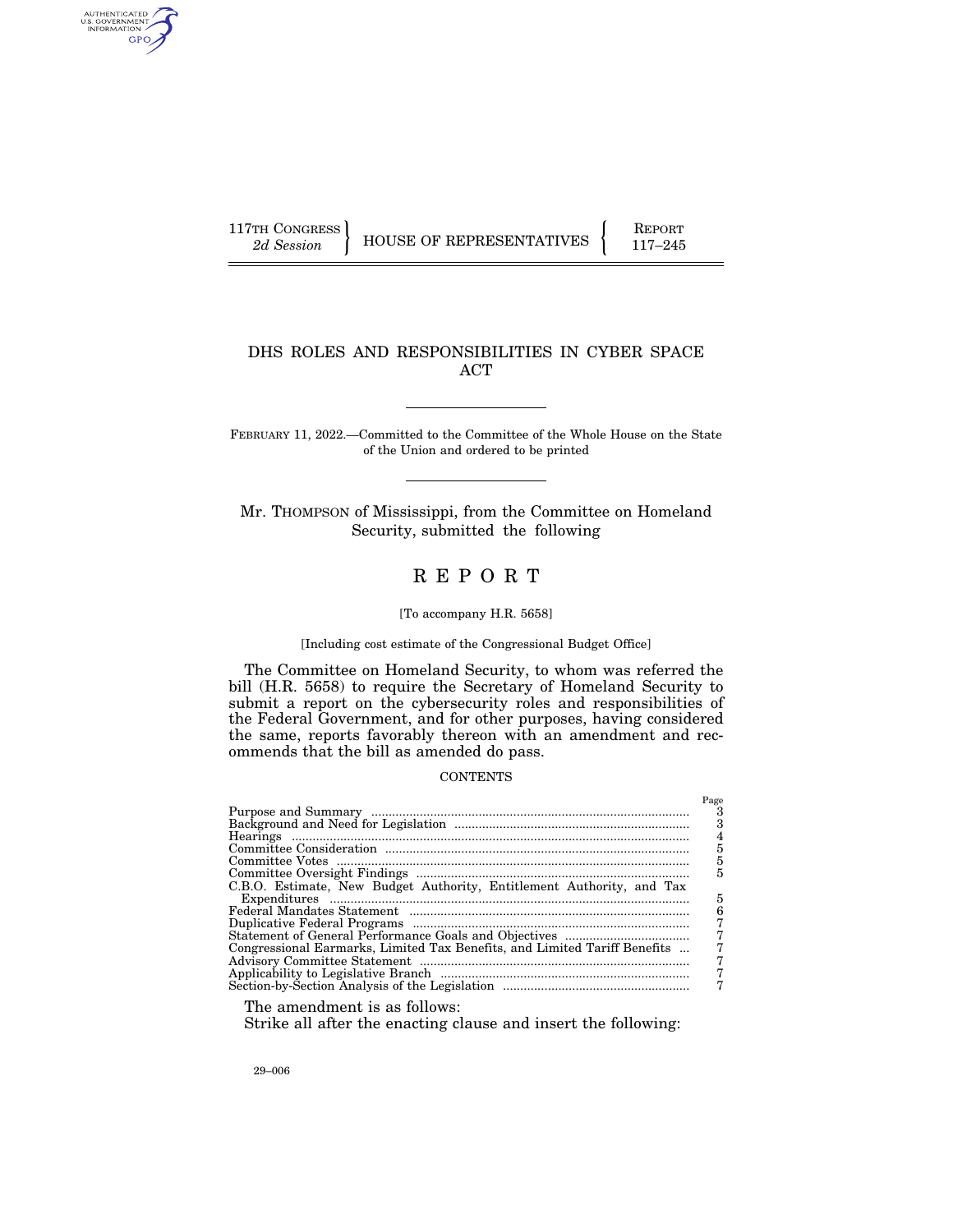117TH CONGRESS
*2d Session*

HOUSE OF REPRESENTATIVES

REPORT
117–245

# DHS ROLES AND RESPONSIBILITIES IN CYBER SPACE ACT

FEBRUARY 11, 2022.—Committed to the Committee of the Whole House on the State of the Union and ordered to be printed

Mr. THOMPSON of Mississippi, from the Committee on Homeland Security, submitted the following

# R E P O R T

[To accompany H.R. 5658]

[Including cost estimate of the Congressional Budget Office]

The Committee on Homeland Security, to whom was referred the bill (H.R. 5658) to require the Secretary of Homeland Security to submit a report on the cybersecurity roles and responsibilities of the Federal Government, and for other purposes, having considered the same, reports favorably thereon with an amendment and recommends that the bill as amended do pass.

CONTENTS

| | Page |
|---|---|
| Purpose and Summary | 3 |
| Background and Need for Legislation | 3 |
| Hearings | 4 |
| Committee Consideration | 5 |
| Committee Votes | 5 |
| Committee Oversight Findings | 5 |
| C.B.O. Estimate, New Budget Authority, Entitlement Authority, and Tax Expenditures | 5 |
| Federal Mandates Statement | 6 |
| Duplicative Federal Programs | 7 |
| Statement of General Performance Goals and Objectives | 7 |
| Congressional Earmarks, Limited Tax Benefits, and Limited Tariff Benefits | 7 |
| Advisory Committee Statement | 7 |
| Applicability to Legislative Branch | 7 |
| Section-by-Section Analysis of the Legislation | 7 |

The amendment is as follows:

Strike all after the enacting clause and insert the following:

29–006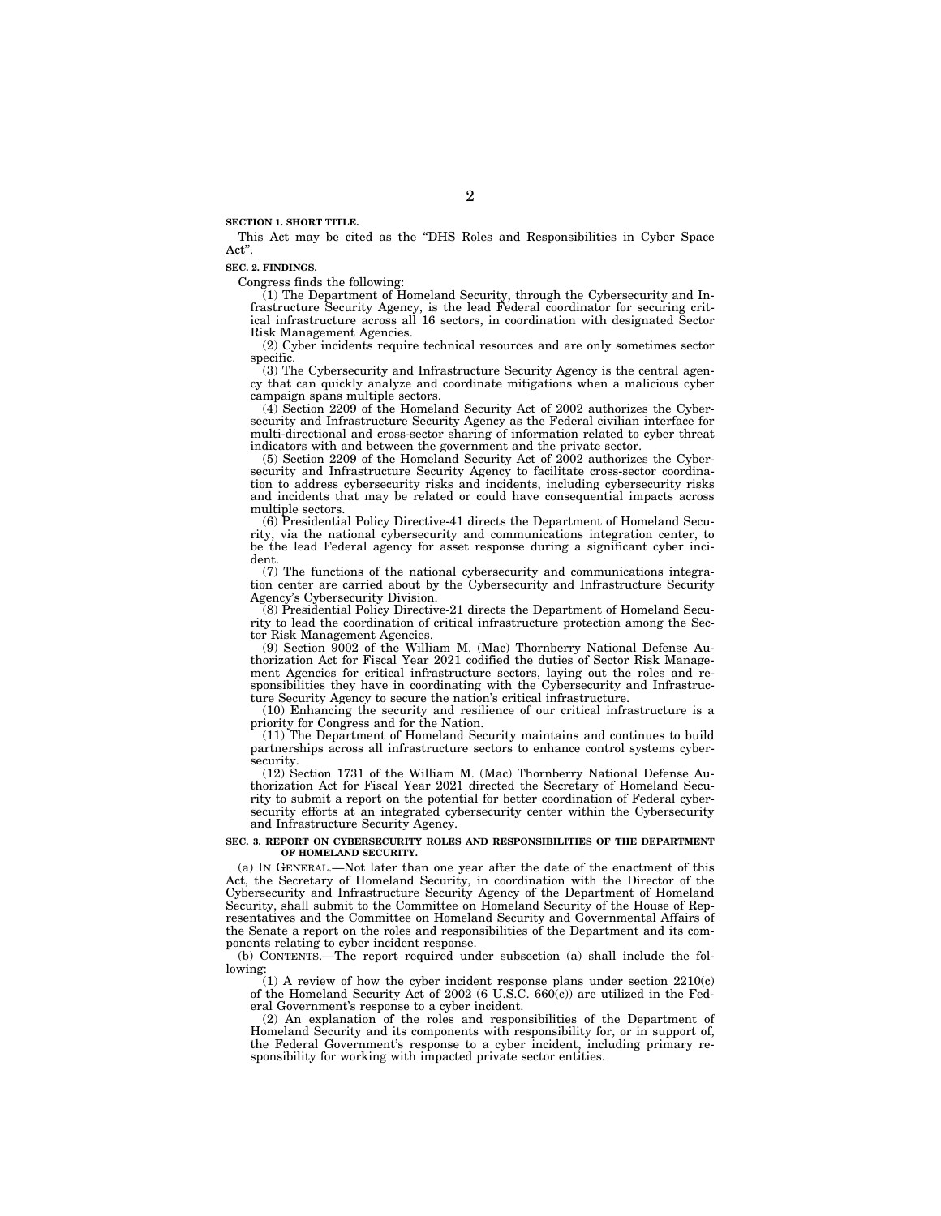**SECTION 1. SHORT TITLE.**

This Act may be cited as the "DHS Roles and Responsibilities in Cyber Space Act".

**SEC. 2. FINDINGS.**

Congress finds the following:

(1) The Department of Homeland Security, through the Cybersecurity and Infrastructure Security Agency, is the lead Federal coordinator for securing critical infrastructure across all 16 sectors, in coordination with designated Sector Risk Management Agencies.

(2) Cyber incidents require technical resources and are only sometimes sector specific.

(3) The Cybersecurity and Infrastructure Security Agency is the central agency that can quickly analyze and coordinate mitigations when a malicious cyber campaign spans multiple sectors.

(4) Section 2209 of the Homeland Security Act of 2002 authorizes the Cybersecurity and Infrastructure Security Agency as the Federal civilian interface for multi-directional and cross-sector sharing of information related to cyber threat indicators with and between the government and the private sector.

(5) Section 2209 of the Homeland Security Act of 2002 authorizes the Cybersecurity and Infrastructure Security Agency to facilitate cross-sector coordination to address cybersecurity risks and incidents, including cybersecurity risks and incidents that may be related or could have consequential impacts across multiple sectors.

(6) Presidential Policy Directive-41 directs the Department of Homeland Security, via the national cybersecurity and communications integration center, to be the lead Federal agency for asset response during a significant cyber incident.

(7) The functions of the national cybersecurity and communications integration center are carried about by the Cybersecurity and Infrastructure Security Agency's Cybersecurity Division.

(8) Presidential Policy Directive-21 directs the Department of Homeland Security to lead the coordination of critical infrastructure protection among the Sector Risk Management Agencies.

(9) Section 9002 of the William M. (Mac) Thornberry National Defense Authorization Act for Fiscal Year 2021 codified the duties of Sector Risk Management Agencies for critical infrastructure sectors, laying out the roles and responsibilities they have in coordinating with the Cybersecurity and Infrastructure Security Agency to secure the nation's critical infrastructure.

(10) Enhancing the security and resilience of our critical infrastructure is a priority for Congress and for the Nation.

(11) The Department of Homeland Security maintains and continues to build partnerships across all infrastructure sectors to enhance control systems cybersecurity.

(12) Section 1731 of the William M. (Mac) Thornberry National Defense Authorization Act for Fiscal Year 2021 directed the Secretary of Homeland Security to submit a report on the potential for better coordination of Federal cybersecurity efforts at an integrated cybersecurity center within the Cybersecurity and Infrastructure Security Agency.

**SEC. 3. REPORT ON CYBERSECURITY ROLES AND RESPONSIBILITIES OF THE DEPARTMENT OF HOMELAND SECURITY.**

(a) IN GENERAL.—Not later than one year after the date of the enactment of this Act, the Secretary of Homeland Security, in coordination with the Director of the Cybersecurity and Infrastructure Security Agency of the Department of Homeland Security, shall submit to the Committee on Homeland Security of the House of Representatives and the Committee on Homeland Security and Governmental Affairs of the Senate a report on the roles and responsibilities of the Department and its components relating to cyber incident response.

(b) CONTENTS.—The report required under subsection (a) shall include the following:

(1) A review of how the cyber incident response plans under section 2210(c) of the Homeland Security Act of 2002 (6 U.S.C. 660(c)) are utilized in the Federal Government's response to a cyber incident.

(2) An explanation of the roles and responsibilities of the Department of Homeland Security and its components with responsibility for, or in support of, the Federal Government's response to a cyber incident, including primary responsibility for working with impacted private sector entities.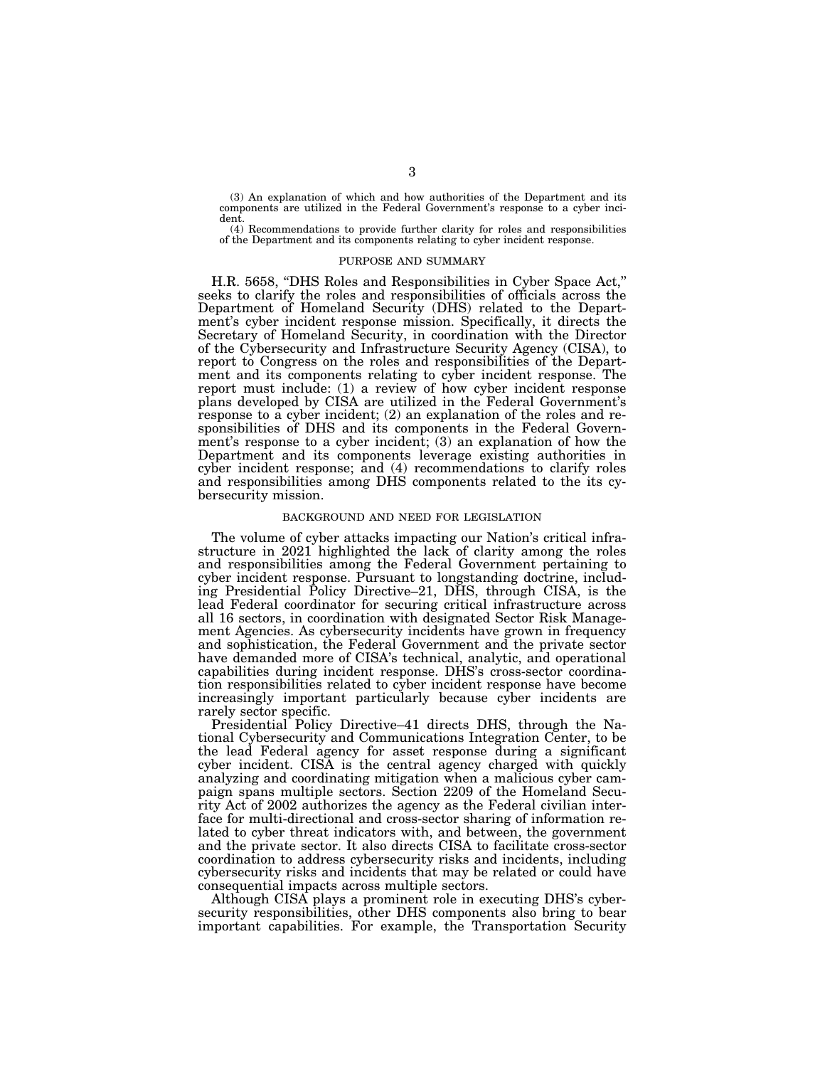(3) An explanation of which and how authorities of the Department and its components are utilized in the Federal Government's response to a cyber incident.

(4) Recommendations to provide further clarity for roles and responsibilities of the Department and its components relating to cyber incident response.

## PURPOSE AND SUMMARY

H.R. 5658, "DHS Roles and Responsibilities in Cyber Space Act," seeks to clarify the roles and responsibilities of officials across the Department of Homeland Security (DHS) related to the Department's cyber incident response mission. Specifically, it directs the Secretary of Homeland Security, in coordination with the Director of the Cybersecurity and Infrastructure Security Agency (CISA), to report to Congress on the roles and responsibilities of the Department and its components relating to cyber incident response. The report must include: (1) a review of how cyber incident response plans developed by CISA are utilized in the Federal Government's response to a cyber incident; (2) an explanation of the roles and responsibilities of DHS and its components in the Federal Government's response to a cyber incident; (3) an explanation of how the Department and its components leverage existing authorities in cyber incident response; and (4) recommendations to clarify roles and responsibilities among DHS components related to the its cybersecurity mission.

## BACKGROUND AND NEED FOR LEGISLATION

The volume of cyber attacks impacting our Nation's critical infrastructure in 2021 highlighted the lack of clarity among the roles and responsibilities among the Federal Government pertaining to cyber incident response. Pursuant to longstanding doctrine, including Presidential Policy Directive–21, DHS, through CISA, is the lead Federal coordinator for securing critical infrastructure across all 16 sectors, in coordination with designated Sector Risk Management Agencies. As cybersecurity incidents have grown in frequency and sophistication, the Federal Government and the private sector have demanded more of CISA's technical, analytic, and operational capabilities during incident response. DHS's cross-sector coordination responsibilities related to cyber incident response have become increasingly important particularly because cyber incidents are rarely sector specific.

Presidential Policy Directive–41 directs DHS, through the National Cybersecurity and Communications Integration Center, to be the lead Federal agency for asset response during a significant cyber incident. CISA is the central agency charged with quickly analyzing and coordinating mitigation when a malicious cyber campaign spans multiple sectors. Section 2209 of the Homeland Security Act of 2002 authorizes the agency as the Federal civilian interface for multi-directional and cross-sector sharing of information related to cyber threat indicators with, and between, the government and the private sector. It also directs CISA to facilitate cross-sector coordination to address cybersecurity risks and incidents, including cybersecurity risks and incidents that may be related or could have consequential impacts across multiple sectors.

Although CISA plays a prominent role in executing DHS's cybersecurity responsibilities, other DHS components also bring to bear important capabilities. For example, the Transportation Security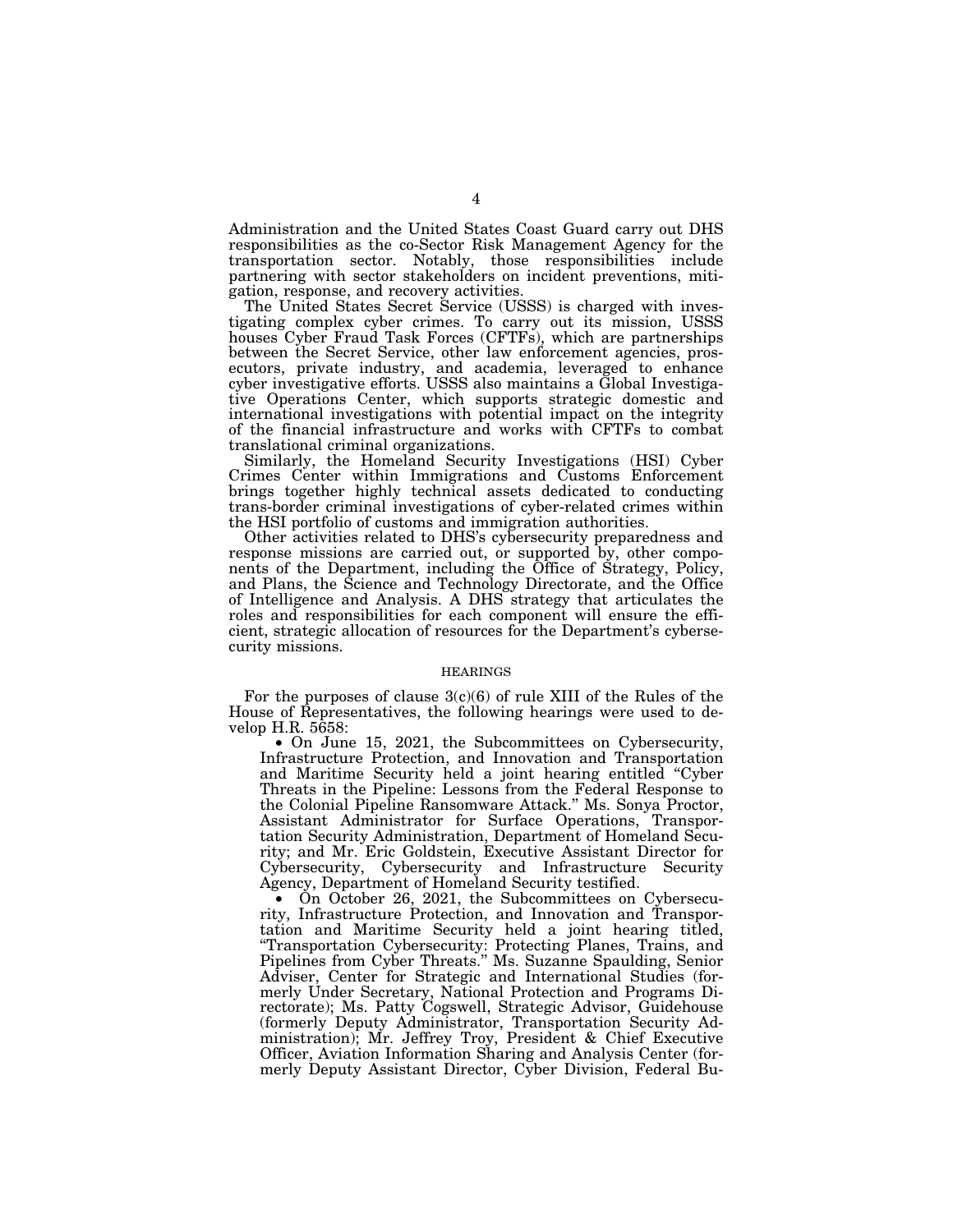Administration and the United States Coast Guard carry out DHS responsibilities as the co-Sector Risk Management Agency for the transportation sector. Notably, those responsibilities include partnering with sector stakeholders on incident preventions, mitigation, response, and recovery activities.

The United States Secret Service (USSS) is charged with investigating complex cyber crimes. To carry out its mission, USSS houses Cyber Fraud Task Forces (CFTFs), which are partnerships between the Secret Service, other law enforcement agencies, prosecutors, private industry, and academia, leveraged to enhance cyber investigative efforts. USSS also maintains a Global Investigative Operations Center, which supports strategic domestic and international investigations with potential impact on the integrity of the financial infrastructure and works with CFTFs to combat translational criminal organizations.

Similarly, the Homeland Security Investigations (HSI) Cyber Crimes Center within Immigrations and Customs Enforcement brings together highly technical assets dedicated to conducting trans-border criminal investigations of cyber-related crimes within the HSI portfolio of customs and immigration authorities.

Other activities related to DHS's cybersecurity preparedness and response missions are carried out, or supported by, other components of the Department, including the Office of Strategy, Policy, and Plans, the Science and Technology Directorate, and the Office of Intelligence and Analysis. A DHS strategy that articulates the roles and responsibilities for each component will ensure the efficient, strategic allocation of resources for the Department's cybersecurity missions.

## HEARINGS

For the purposes of clause 3(c)(6) of rule XIII of the Rules of the House of Representatives, the following hearings were used to develop H.R. 5658:

- On June 15, 2021, the Subcommittees on Cybersecurity, Infrastructure Protection, and Innovation and Transportation and Maritime Security held a joint hearing entitled "Cyber Threats in the Pipeline: Lessons from the Federal Response to the Colonial Pipeline Ransomware Attack." Ms. Sonya Proctor, Assistant Administrator for Surface Operations, Transportation Security Administration, Department of Homeland Security; and Mr. Eric Goldstein, Executive Assistant Director for Cybersecurity, Cybersecurity and Infrastructure Security Agency, Department of Homeland Security testified.
- On October 26, 2021, the Subcommittees on Cybersecurity, Infrastructure Protection, and Innovation and Transportation and Maritime Security held a joint hearing titled, "Transportation Cybersecurity: Protecting Planes, Trains, and Pipelines from Cyber Threats." Ms. Suzanne Spaulding, Senior Adviser, Center for Strategic and International Studies (formerly Under Secretary, National Protection and Programs Directorate); Ms. Patty Cogswell, Strategic Advisor, Guidehouse (formerly Deputy Administrator, Transportation Security Administration); Mr. Jeffrey Troy, President & Chief Executive Officer, Aviation Information Sharing and Analysis Center (formerly Deputy Assistant Director, Cyber Division, Federal Bu-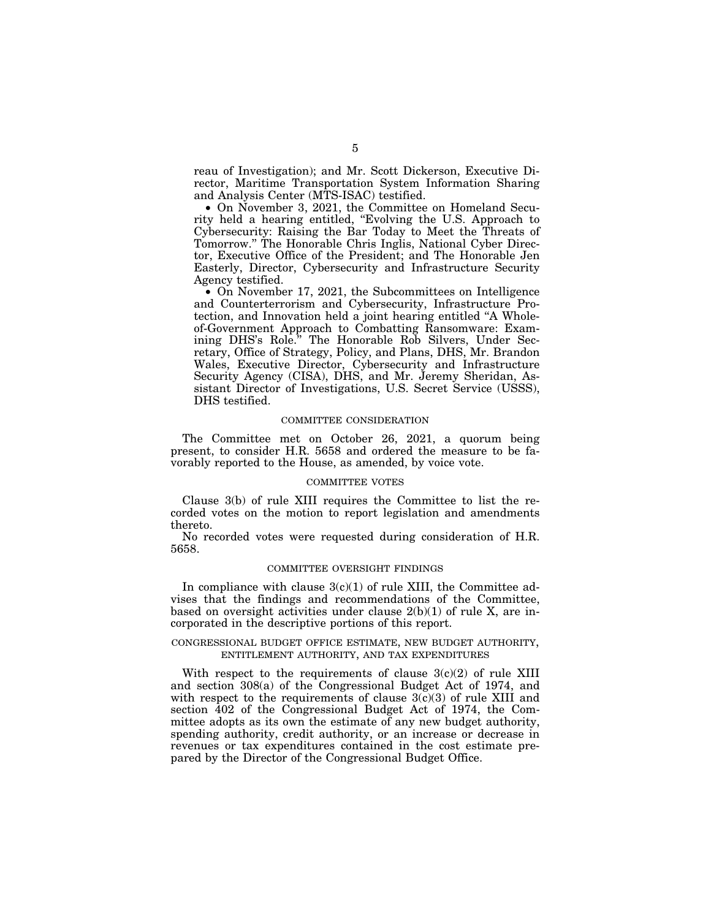reau of Investigation); and Mr. Scott Dickerson, Executive Director, Maritime Transportation System Information Sharing and Analysis Center (MTS-ISAC) testified.

- On November 3, 2021, the Committee on Homeland Security held a hearing entitled, "Evolving the U.S. Approach to Cybersecurity: Raising the Bar Today to Meet the Threats of Tomorrow." The Honorable Chris Inglis, National Cyber Director, Executive Office of the President; and The Honorable Jen Easterly, Director, Cybersecurity and Infrastructure Security Agency testified.
- On November 17, 2021, the Subcommittees on Intelligence and Counterterrorism and Cybersecurity, Infrastructure Protection, and Innovation held a joint hearing entitled "A Whole-of-Government Approach to Combatting Ransomware: Examining DHS's Role." The Honorable Rob Silvers, Under Secretary, Office of Strategy, Policy, and Plans, DHS, Mr. Brandon Wales, Executive Director, Cybersecurity and Infrastructure Security Agency (CISA), DHS, and Mr. Jeremy Sheridan, Assistant Director of Investigations, U.S. Secret Service (USSS), DHS testified.

## COMMITTEE CONSIDERATION

The Committee met on October 26, 2021, a quorum being present, to consider H.R. 5658 and ordered the measure to be favorably reported to the House, as amended, by voice vote.

## COMMITTEE VOTES

Clause 3(b) of rule XIII requires the Committee to list the recorded votes on the motion to report legislation and amendments thereto.

No recorded votes were requested during consideration of H.R. 5658.

## COMMITTEE OVERSIGHT FINDINGS

In compliance with clause 3(c)(1) of rule XIII, the Committee advises that the findings and recommendations of the Committee, based on oversight activities under clause 2(b)(1) of rule X, are incorporated in the descriptive portions of this report.

## CONGRESSIONAL BUDGET OFFICE ESTIMATE, NEW BUDGET AUTHORITY, ENTITLEMENT AUTHORITY, AND TAX EXPENDITURES

With respect to the requirements of clause 3(c)(2) of rule XIII and section 308(a) of the Congressional Budget Act of 1974, and with respect to the requirements of clause 3(c)(3) of rule XIII and section 402 of the Congressional Budget Act of 1974, the Committee adopts as its own the estimate of any new budget authority, spending authority, credit authority, or an increase or decrease in revenues or tax expenditures contained in the cost estimate prepared by the Director of the Congressional Budget Office.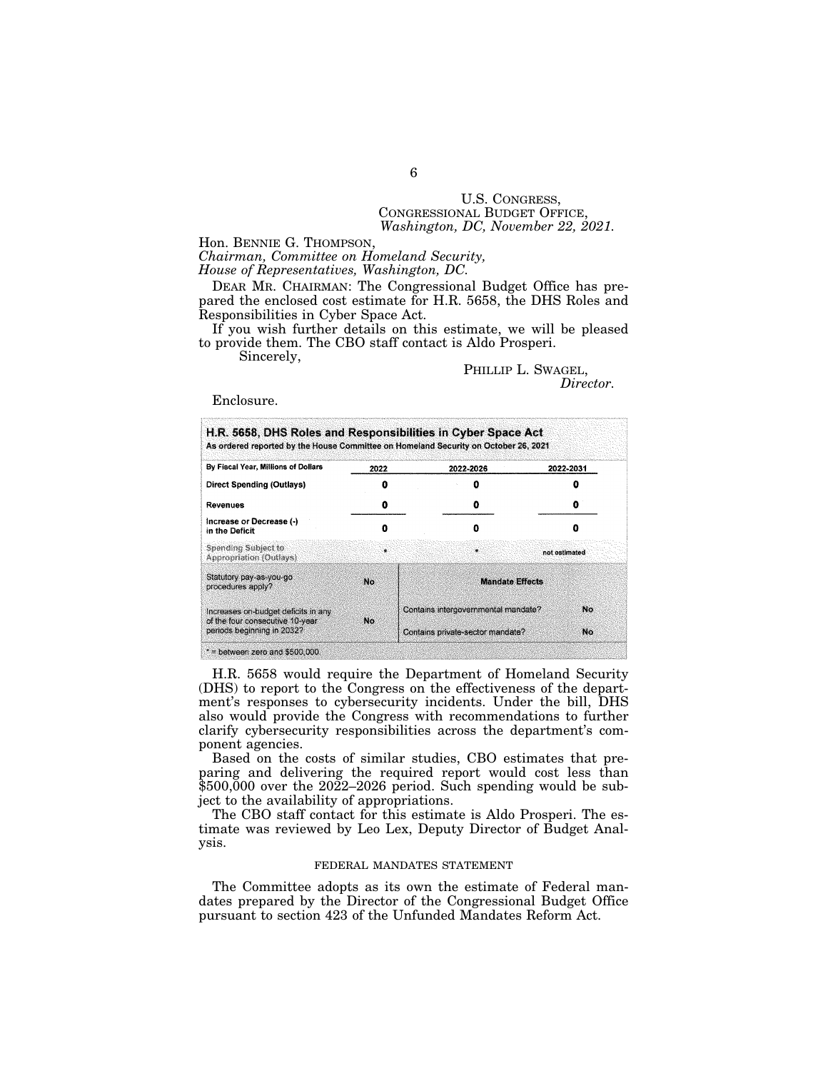U.S. CONGRESS,
CONGRESSIONAL BUDGET OFFICE,
*Washington, DC, November 22, 2021.*

Hon. BENNIE G. THOMPSON,
*Chairman, Committee on Homeland Security,*
*House of Representatives, Washington, DC.*

DEAR MR. CHAIRMAN: The Congressional Budget Office has prepared the enclosed cost estimate for H.R. 5658, the DHS Roles and Responsibilities in Cyber Space Act.

If you wish further details on this estimate, we will be pleased to provide them. The CBO staff contact is Aldo Prosperi.

Sincerely,

PHILLIP L. SWAGEL,
*Director.*

Enclosure.

**H.R. 5658, DHS Roles and Responsibilities in Cyber Space Act**
As ordered reported by the House Committee on Homeland Security on October 26, 2021

| By Fiscal Year, Millions of Dollars | 2022 | 2022-2026 | 2022-2031 |
|---|---|---|---|
| Direct Spending (Outlays) | 0 | 0 | 0 |
| Revenues | 0 | 0 | 0 |
| Increase or Decrease (-) in the Deficit | 0 | 0 | 0 |
| Spending Subject to Appropriation (Outlays) | * | * | not estimated |

| | | Mandate Effects | |
|---|---|---|---|
| Statutory pay-as-you-go procedures apply? | No | | |
| Increases on-budget deficits in any of the four consecutive 10-year periods beginning in 2032? | No | Contains intergovernmental mandate? | No |
| | | Contains private-sector mandate? | No |

* = between zero and $500,000.

H.R. 5658 would require the Department of Homeland Security (DHS) to report to the Congress on the effectiveness of the department's responses to cybersecurity incidents. Under the bill, DHS also would provide the Congress with recommendations to further clarify cybersecurity responsibilities across the department's component agencies.

Based on the costs of similar studies, CBO estimates that preparing and delivering the required report would cost less than $500,000 over the 2022–2026 period. Such spending would be subject to the availability of appropriations.

The CBO staff contact for this estimate is Aldo Prosperi. The estimate was reviewed by Leo Lex, Deputy Director of Budget Analysis.

## FEDERAL MANDATES STATEMENT

The Committee adopts as its own the estimate of Federal mandates prepared by the Director of the Congressional Budget Office pursuant to section 423 of the Unfunded Mandates Reform Act.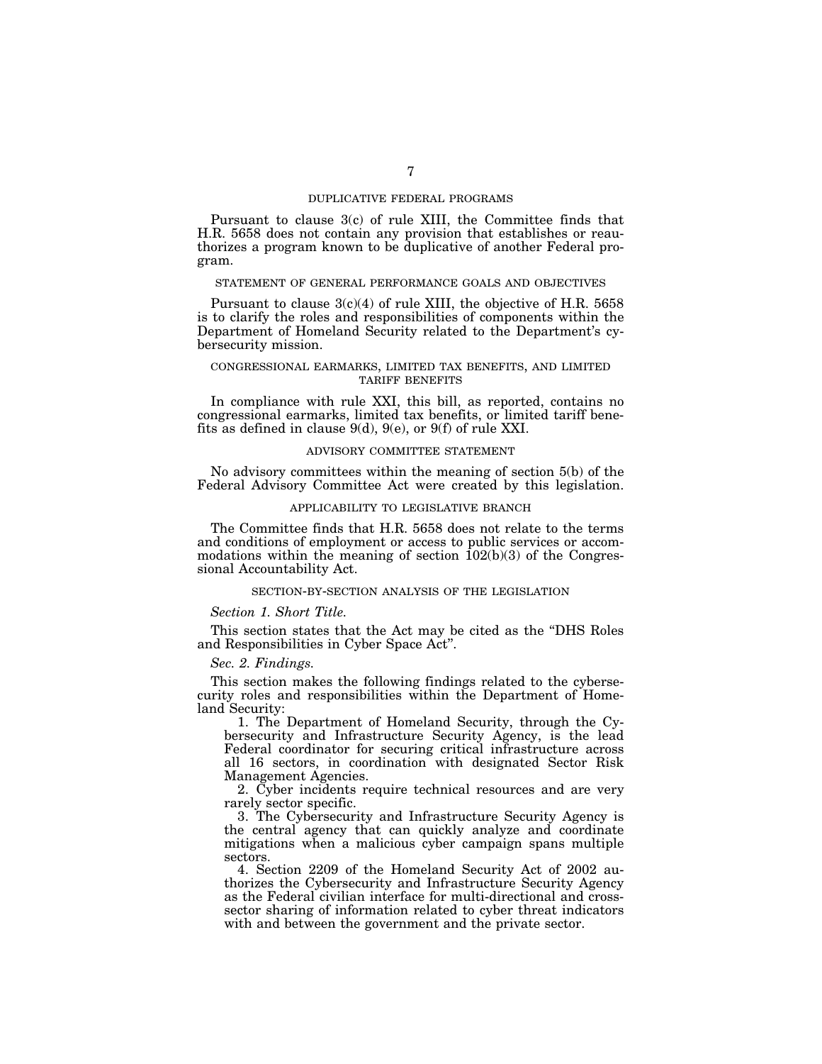## DUPLICATIVE FEDERAL PROGRAMS

Pursuant to clause 3(c) of rule XIII, the Committee finds that H.R. 5658 does not contain any provision that establishes or reauthorizes a program known to be duplicative of another Federal program.

## STATEMENT OF GENERAL PERFORMANCE GOALS AND OBJECTIVES

Pursuant to clause 3(c)(4) of rule XIII, the objective of H.R. 5658 is to clarify the roles and responsibilities of components within the Department of Homeland Security related to the Department's cybersecurity mission.

## CONGRESSIONAL EARMARKS, LIMITED TAX BENEFITS, AND LIMITED TARIFF BENEFITS

In compliance with rule XXI, this bill, as reported, contains no congressional earmarks, limited tax benefits, or limited tariff benefits as defined in clause 9(d), 9(e), or 9(f) of rule XXI.

## ADVISORY COMMITTEE STATEMENT

No advisory committees within the meaning of section 5(b) of the Federal Advisory Committee Act were created by this legislation.

## APPLICABILITY TO LEGISLATIVE BRANCH

The Committee finds that H.R. 5658 does not relate to the terms and conditions of employment or access to public services or accommodations within the meaning of section 102(b)(3) of the Congressional Accountability Act.

## SECTION-BY-SECTION ANALYSIS OF THE LEGISLATION

*Section 1. Short Title.*

This section states that the Act may be cited as the "DHS Roles and Responsibilities in Cyber Space Act".

*Sec. 2. Findings.*

This section makes the following findings related to the cybersecurity roles and responsibilities within the Department of Homeland Security:

1. The Department of Homeland Security, through the Cybersecurity and Infrastructure Security Agency, is the lead Federal coordinator for securing critical infrastructure across all 16 sectors, in coordination with designated Sector Risk Management Agencies.
2. Cyber incidents require technical resources and are very rarely sector specific.
3. The Cybersecurity and Infrastructure Security Agency is the central agency that can quickly analyze and coordinate mitigations when a malicious cyber campaign spans multiple sectors.
4. Section 2209 of the Homeland Security Act of 2002 authorizes the Cybersecurity and Infrastructure Security Agency as the Federal civilian interface for multi-directional and cross-sector sharing of information related to cyber threat indicators with and between the government and the private sector.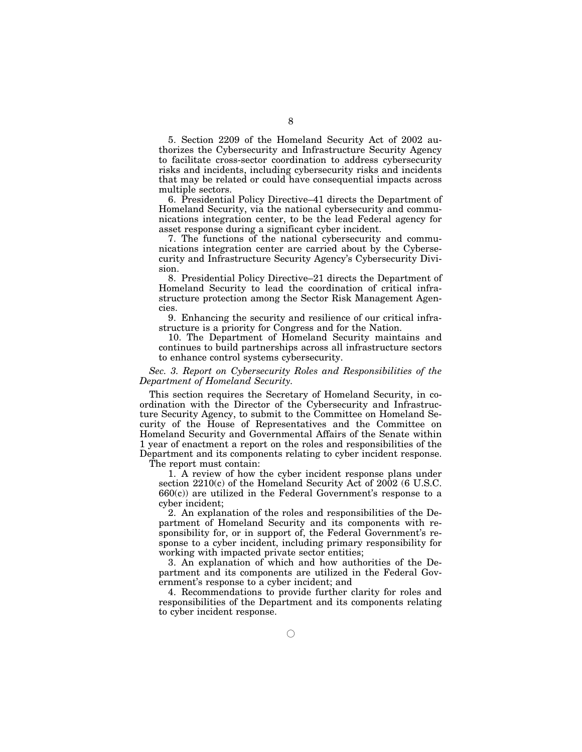5. Section 2209 of the Homeland Security Act of 2002 authorizes the Cybersecurity and Infrastructure Security Agency to facilitate cross-sector coordination to address cybersecurity risks and incidents, including cybersecurity risks and incidents that may be related or could have consequential impacts across multiple sectors.

6. Presidential Policy Directive–41 directs the Department of Homeland Security, via the national cybersecurity and communications integration center, to be the lead Federal agency for asset response during a significant cyber incident.

7. The functions of the national cybersecurity and communications integration center are carried about by the Cybersecurity and Infrastructure Security Agency's Cybersecurity Division.

8. Presidential Policy Directive–21 directs the Department of Homeland Security to lead the coordination of critical infrastructure protection among the Sector Risk Management Agencies.

9. Enhancing the security and resilience of our critical infrastructure is a priority for Congress and for the Nation.

10. The Department of Homeland Security maintains and continues to build partnerships across all infrastructure sectors to enhance control systems cybersecurity.

*Sec. 3. Report on Cybersecurity Roles and Responsibilities of the Department of Homeland Security.*

This section requires the Secretary of Homeland Security, in coordination with the Director of the Cybersecurity and Infrastructure Security Agency, to submit to the Committee on Homeland Security of the House of Representatives and the Committee on Homeland Security and Governmental Affairs of the Senate within 1 year of enactment a report on the roles and responsibilities of the Department and its components relating to cyber incident response.

The report must contain:

1. A review of how the cyber incident response plans under section 2210(c) of the Homeland Security Act of 2002 (6 U.S.C. 660(c)) are utilized in the Federal Government's response to a cyber incident;

2. An explanation of the roles and responsibilities of the Department of Homeland Security and its components with responsibility for, or in support of, the Federal Government's response to a cyber incident, including primary responsibility for working with impacted private sector entities;

3. An explanation of which and how authorities of the Department and its components are utilized in the Federal Government's response to a cyber incident; and

4. Recommendations to provide further clarity for roles and responsibilities of the Department and its components relating to cyber incident response.